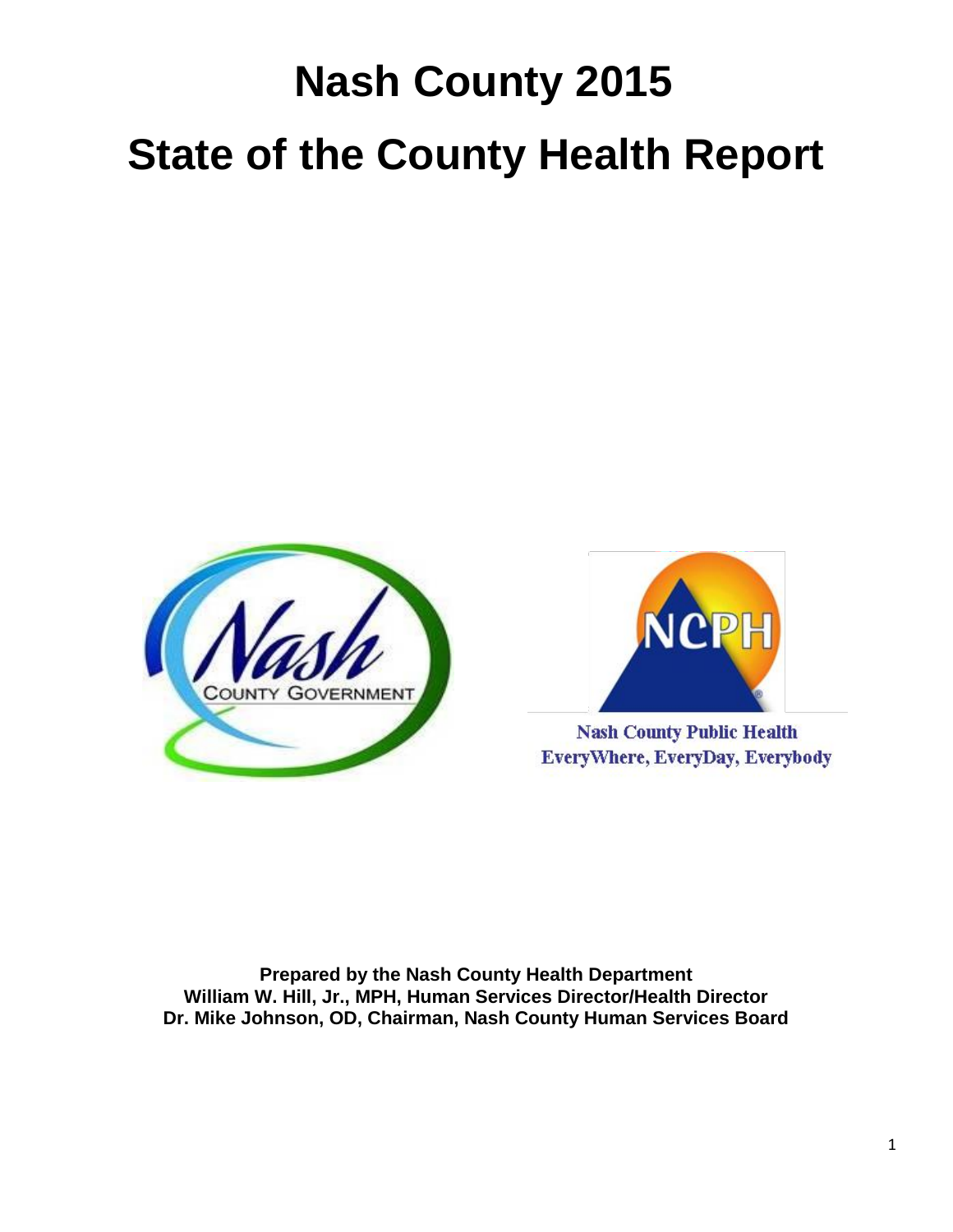# Nash County 2015

# State of the County Health Report

Nash County Public Health
EveryWhere, EveryDay, Everybody

**Prepared by the Nash County Health Department**
**William W. Hill, Jr., MPH, Human Services Director/Health Director**
**Dr. Mike Johnson, OD, Chairman, Nash County Human Services Board**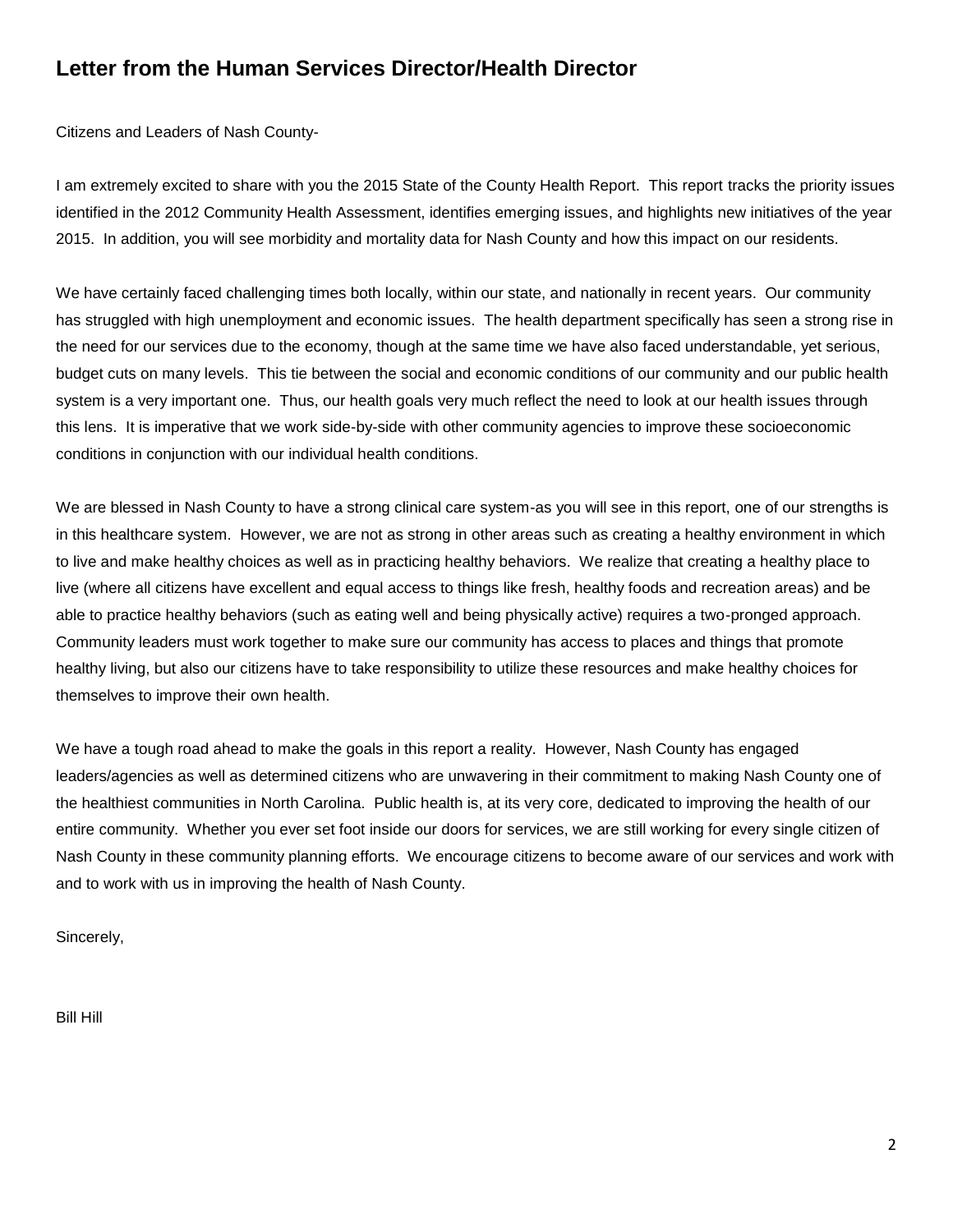# Letter from the Human Services Director/Health Director

Citizens and Leaders of Nash County-

I am extremely excited to share with you the 2015 State of the County Health Report. This report tracks the priority issues identified in the 2012 Community Health Assessment, identifies emerging issues, and highlights new initiatives of the year 2015. In addition, you will see morbidity and mortality data for Nash County and how this impact on our residents.

We have certainly faced challenging times both locally, within our state, and nationally in recent years. Our community has struggled with high unemployment and economic issues. The health department specifically has seen a strong rise in the need for our services due to the economy, though at the same time we have also faced understandable, yet serious, budget cuts on many levels. This tie between the social and economic conditions of our community and our public health system is a very important one. Thus, our health goals very much reflect the need to look at our health issues through this lens. It is imperative that we work side-by-side with other community agencies to improve these socioeconomic conditions in conjunction with our individual health conditions.

We are blessed in Nash County to have a strong clinical care system-as you will see in this report, one of our strengths is in this healthcare system. However, we are not as strong in other areas such as creating a healthy environment in which to live and make healthy choices as well as in practicing healthy behaviors. We realize that creating a healthy place to live (where all citizens have excellent and equal access to things like fresh, healthy foods and recreation areas) and be able to practice healthy behaviors (such as eating well and being physically active) requires a two-pronged approach. Community leaders must work together to make sure our community has access to places and things that promote healthy living, but also our citizens have to take responsibility to utilize these resources and make healthy choices for themselves to improve their own health.

We have a tough road ahead to make the goals in this report a reality. However, Nash County has engaged leaders/agencies as well as determined citizens who are unwavering in their commitment to making Nash County one of the healthiest communities in North Carolina. Public health is, at its very core, dedicated to improving the health of our entire community. Whether you ever set foot inside our doors for services, we are still working for every single citizen of Nash County in these community planning efforts. We encourage citizens to become aware of our services and work with and to work with us in improving the health of Nash County.

Sincerely,

Bill Hill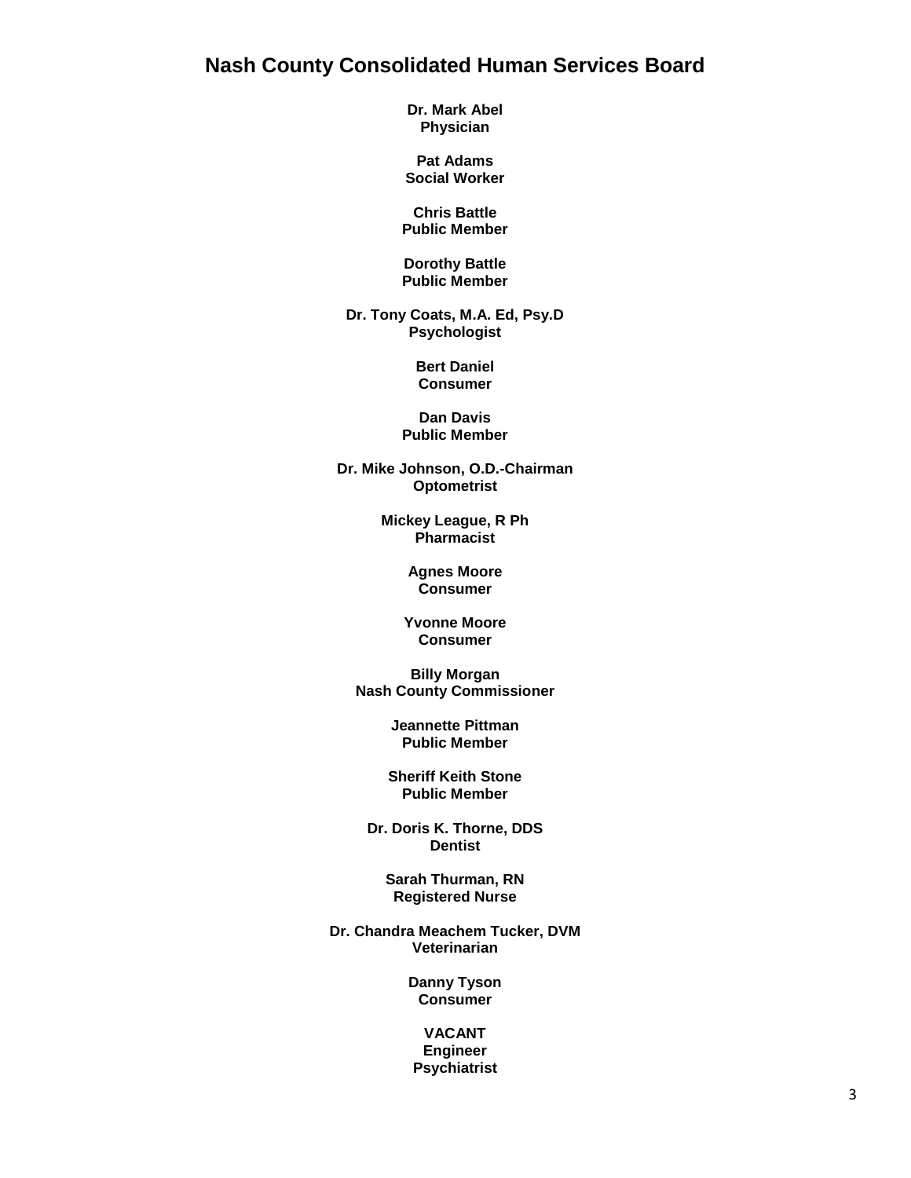# Nash County Consolidated Human Services Board

**Dr. Mark Abel**
**Physician**

**Pat Adams**
**Social Worker**

**Chris Battle**
**Public Member**

**Dorothy Battle**
**Public Member**

**Dr. Tony Coats, M.A. Ed, Psy.D**
**Psychologist**

**Bert Daniel**
**Consumer**

**Dan Davis**
**Public Member**

**Dr. Mike Johnson, O.D.-Chairman**
**Optometrist**

**Mickey League, R Ph**
**Pharmacist**

**Agnes Moore**
**Consumer**

**Yvonne Moore**
**Consumer**

**Billy Morgan**
**Nash County Commissioner**

**Jeannette Pittman**
**Public Member**

**Sheriff Keith Stone**
**Public Member**

**Dr. Doris K. Thorne, DDS**
**Dentist**

**Sarah Thurman, RN**
**Registered Nurse**

**Dr. Chandra Meachem Tucker, DVM**
**Veterinarian**

**Danny Tyson**
**Consumer**

**VACANT**
**Engineer**
**Psychiatrist**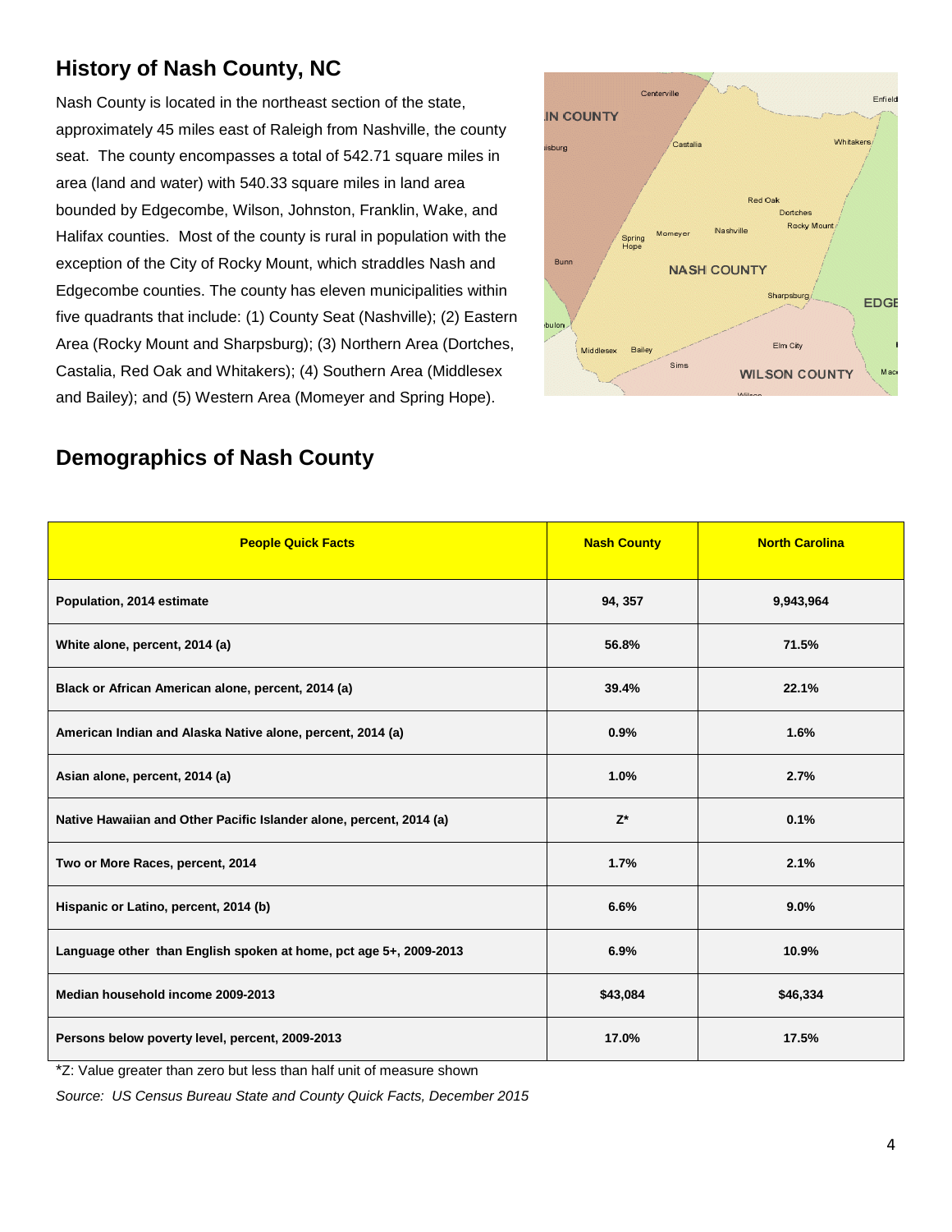## History of Nash County, NC

Nash County is located in the northeast section of the state, approximately 45 miles east of Raleigh from Nashville, the county seat. The county encompasses a total of 542.71 square miles in area (land and water) with 540.33 square miles in land area bounded by Edgecombe, Wilson, Johnston, Franklin, Wake, and Halifax counties. Most of the county is rural in population with the exception of the City of Rocky Mount, which straddles Nash and Edgecombe counties. The county has eleven municipalities within five quadrants that include: (1) County Seat (Nashville); (2) Eastern Area (Rocky Mount and Sharpsburg); (3) Northern Area (Dortches, Castalia, Red Oak and Whitakers); (4) Southern Area (Middlesex and Bailey); and (5) Western Area (Momeyer and Spring Hope).

## Demographics of Nash County

| People Quick Facts | Nash County | North Carolina |
|---|---|---|
| Population, 2014 estimate | 94, 357 | 9,943,964 |
| White alone, percent, 2014 (a) | 56.8% | 71.5% |
| Black or African American alone, percent, 2014 (a) | 39.4% | 22.1% |
| American Indian and Alaska Native alone, percent, 2014 (a) | 0.9% | 1.6% |
| Asian alone, percent, 2014 (a) | 1.0% | 2.7% |
| Native Hawaiian and Other Pacific Islander alone, percent, 2014 (a) | Z* | 0.1% |
| Two or More Races, percent, 2014 | 1.7% | 2.1% |
| Hispanic or Latino, percent, 2014 (b) | 6.6% | 9.0% |
| Language other than English spoken at home, pct age 5+, 2009-2013 | 6.9% | 10.9% |
| Median household income 2009-2013 | $43,084 | $46,334 |
| Persons below poverty level, percent, 2009-2013 | 17.0% | 17.5% |

*Z: Value greater than zero but less than half unit of measure shown

*Source: US Census Bureau State and County Quick Facts, December 2015*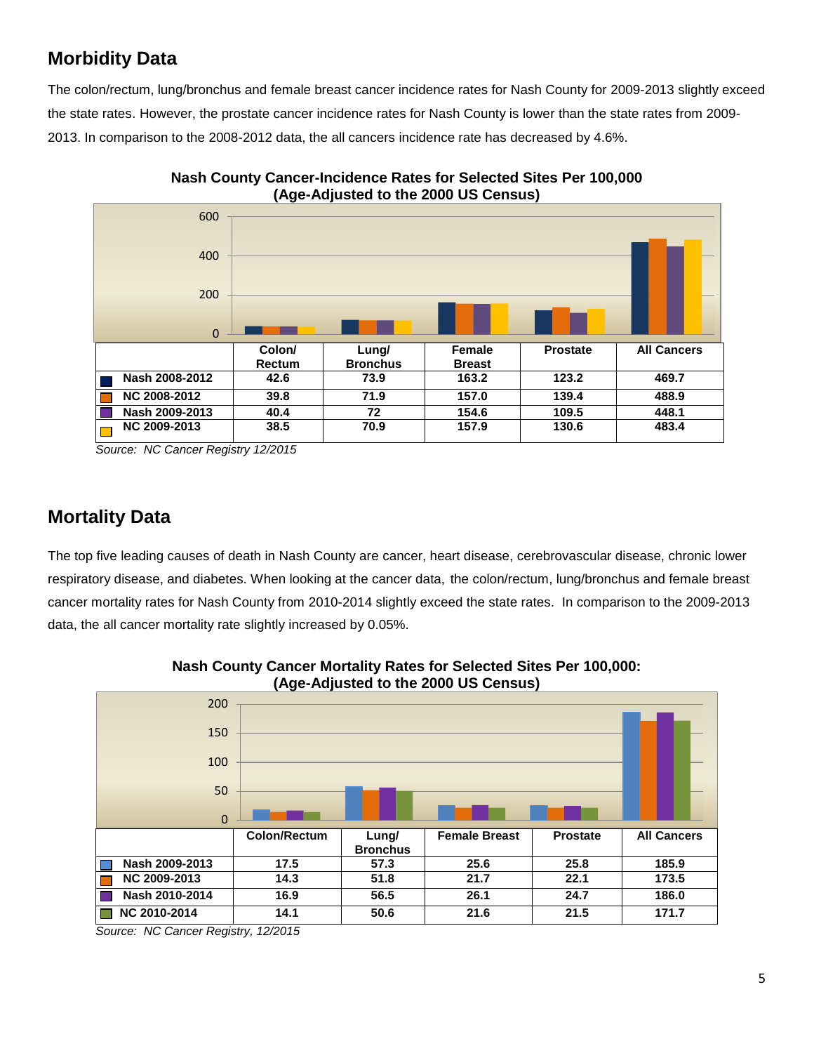## Morbidity Data

The colon/rectum, lung/bronchus and female breast cancer incidence rates for Nash County for 2009-2013 slightly exceed the state rates. However, the prostate cancer incidence rates for Nash County is lower than the state rates from 2009-2013. In comparison to the 2008-2012 data, the all cancers incidence rate has decreased by 4.6%.

**Nash County Cancer-Incidence Rates for Selected Sites Per 100,000 (Age-Adjusted to the 2000 US Census)**

| | Colon/ Rectum | Lung/ Bronchus | Female Breast | Prostate | All Cancers |
|---|---|---|---|---|---|
| Nash 2008-2012 | 42.6 | 73.9 | 163.2 | 123.2 | 469.7 |
| NC 2008-2012 | 39.8 | 71.9 | 157.0 | 139.4 | 488.9 |
| Nash 2009-2013 | 40.4 | 72 | 154.6 | 109.5 | 448.1 |
| NC 2009-2013 | 38.5 | 70.9 | 157.9 | 130.6 | 483.4 |

*Source: NC Cancer Registry 12/2015*

## Mortality Data

The top five leading causes of death in Nash County are cancer, heart disease, cerebrovascular disease, chronic lower respiratory disease, and diabetes. When looking at the cancer data, the colon/rectum, lung/bronchus and female breast cancer mortality rates for Nash County from 2010-2014 slightly exceed the state rates. In comparison to the 2009-2013 data, the all cancer mortality rate slightly increased by 0.05%.

**Nash County Cancer Mortality Rates for Selected Sites Per 100,000: (Age-Adjusted to the 2000 US Census)**

| | Colon/Rectum | Lung/ Bronchus | Female Breast | Prostate | All Cancers |
|---|---|---|---|---|---|
| Nash 2009-2013 | 17.5 | 57.3 | 25.6 | 25.8 | 185.9 |
| NC 2009-2013 | 14.3 | 51.8 | 21.7 | 22.1 | 173.5 |
| Nash 2010-2014 | 16.9 | 56.5 | 26.1 | 24.7 | 186.0 |
| NC 2010-2014 | 14.1 | 50.6 | 21.6 | 21.5 | 171.7 |

*Source: NC Cancer Registry, 12/2015*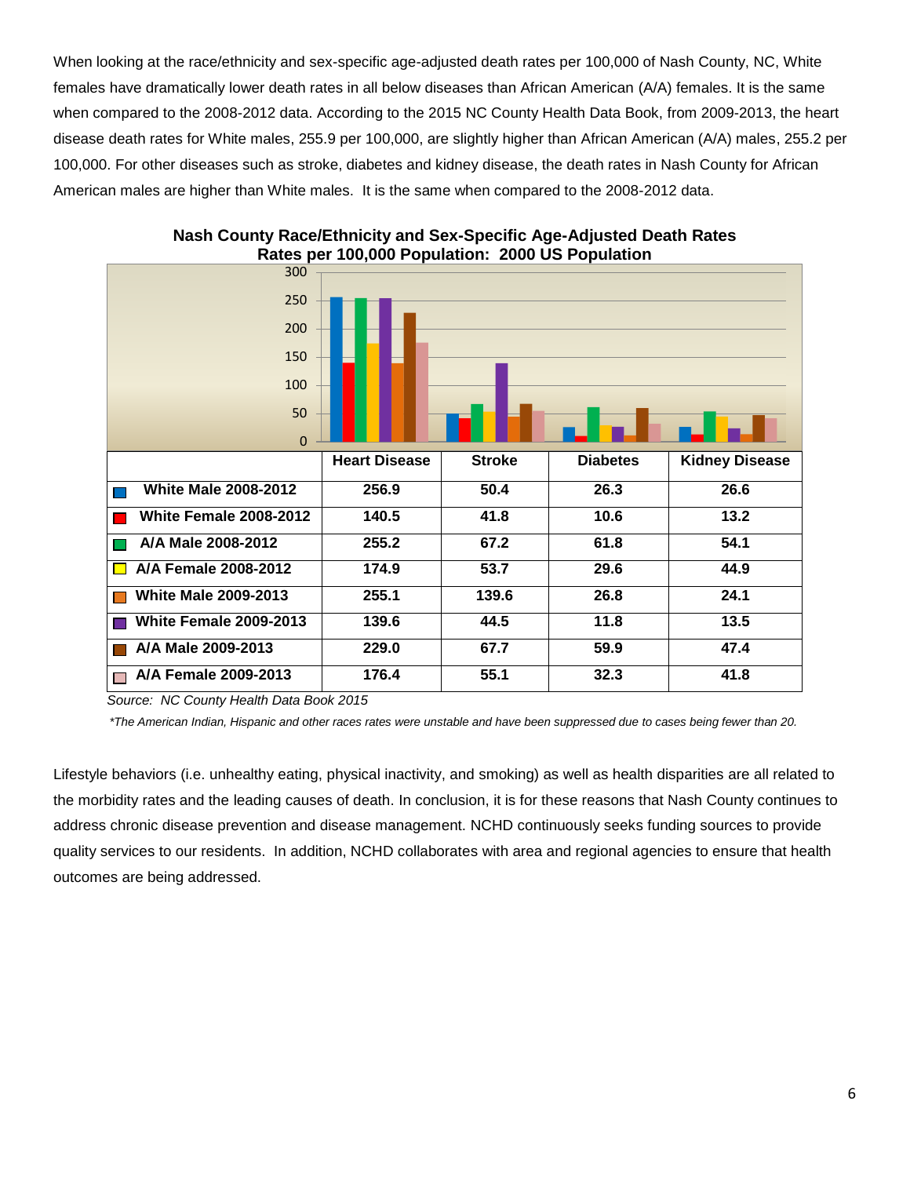When looking at the race/ethnicity and sex-specific age-adjusted death rates per 100,000 of Nash County, NC, White females have dramatically lower death rates in all below diseases than African American (A/A) females. It is the same when compared to the 2008-2012 data. According to the 2015 NC County Health Data Book, from 2009-2013, the heart disease death rates for White males, 255.9 per 100,000, are slightly higher than African American (A/A) males, 255.2 per 100,000. For other diseases such as stroke, diabetes and kidney disease, the death rates in Nash County for African American males are higher than White males. It is the same when compared to the 2008-2012 data.

**Nash County Race/Ethnicity and Sex-Specific Age-Adjusted Death Rates**
**Rates per 100,000 Population: 2000 US Population**

| | Heart Disease | Stroke | Diabetes | Kidney Disease |
|---|---|---|---|---|
| White Male 2008-2012 | 256.9 | 50.4 | 26.3 | 26.6 |
| White Female 2008-2012 | 140.5 | 41.8 | 10.6 | 13.2 |
| A/A Male 2008-2012 | 255.2 | 67.2 | 61.8 | 54.1 |
| A/A Female 2008-2012 | 174.9 | 53.7 | 29.6 | 44.9 |
| White Male 2009-2013 | 255.1 | 139.6 | 26.8 | 24.1 |
| White Female 2009-2013 | 139.6 | 44.5 | 11.8 | 13.5 |
| A/A Male 2009-2013 | 229.0 | 67.7 | 59.9 | 47.4 |
| A/A Female 2009-2013 | 176.4 | 55.1 | 32.3 | 41.8 |

*Source: NC County Health Data Book 2015*

*\*The American Indian, Hispanic and other races rates were unstable and have been suppressed due to cases being fewer than 20.*

Lifestyle behaviors (i.e. unhealthy eating, physical inactivity, and smoking) as well as health disparities are all related to the morbidity rates and the leading causes of death. In conclusion, it is for these reasons that Nash County continues to address chronic disease prevention and disease management. NCHD continuously seeks funding sources to provide quality services to our residents. In addition, NCHD collaborates with area and regional agencies to ensure that health outcomes are being addressed.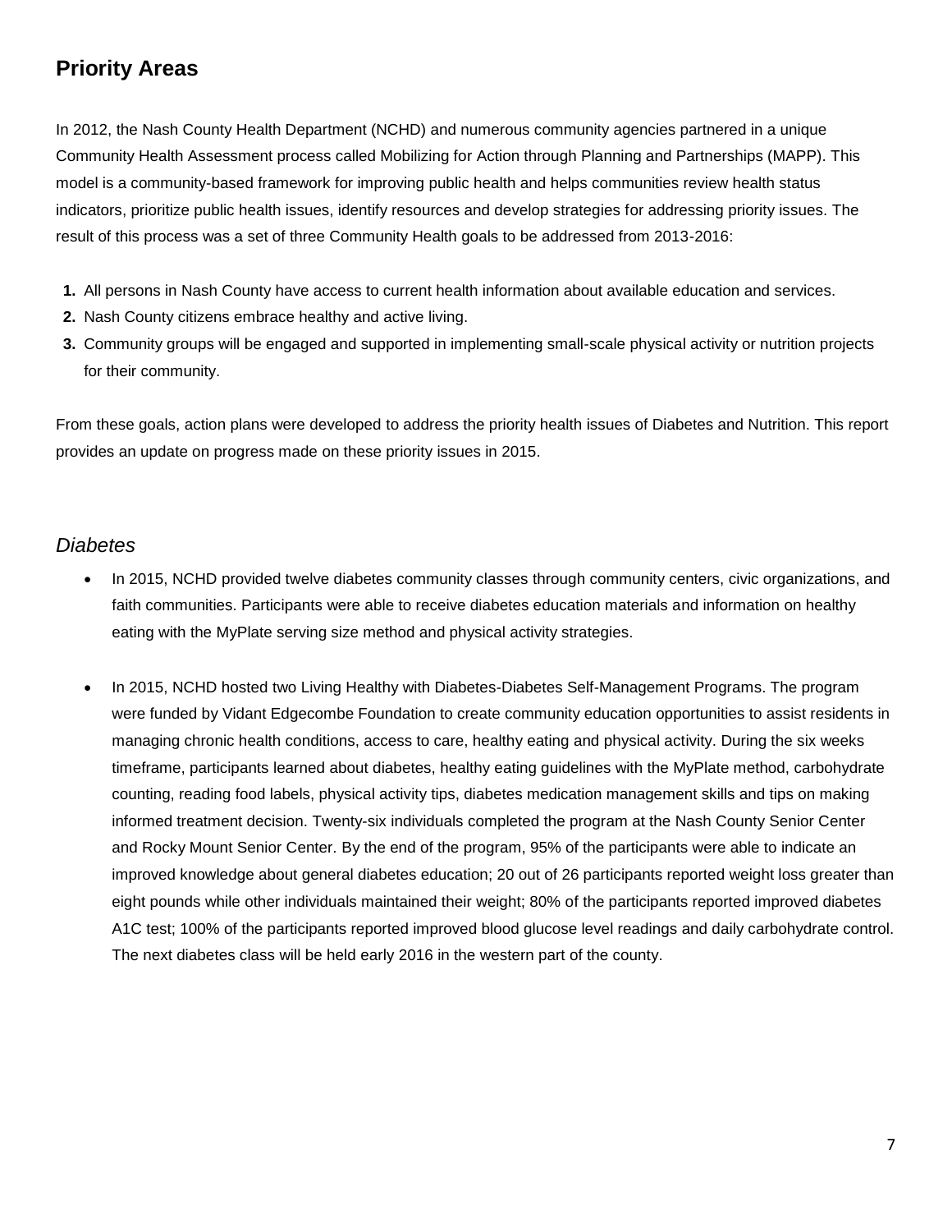## Priority Areas

In 2012, the Nash County Health Department (NCHD) and numerous community agencies partnered in a unique Community Health Assessment process called Mobilizing for Action through Planning and Partnerships (MAPP). This model is a community-based framework for improving public health and helps communities review health status indicators, prioritize public health issues, identify resources and develop strategies for addressing priority issues. The result of this process was a set of three Community Health goals to be addressed from 2013-2016:

1. All persons in Nash County have access to current health information about available education and services.
2. Nash County citizens embrace healthy and active living.
3. Community groups will be engaged and supported in implementing small-scale physical activity or nutrition projects for their community.

From these goals, action plans were developed to address the priority health issues of Diabetes and Nutrition. This report provides an update on progress made on these priority issues in 2015.

### *Diabetes*

- In 2015, NCHD provided twelve diabetes community classes through community centers, civic organizations, and faith communities. Participants were able to receive diabetes education materials and information on healthy eating with the MyPlate serving size method and physical activity strategies.

- In 2015, NCHD hosted two Living Healthy with Diabetes-Diabetes Self-Management Programs. The program were funded by Vidant Edgecombe Foundation to create community education opportunities to assist residents in managing chronic health conditions, access to care, healthy eating and physical activity. During the six weeks timeframe, participants learned about diabetes, healthy eating guidelines with the MyPlate method, carbohydrate counting, reading food labels, physical activity tips, diabetes medication management skills and tips on making informed treatment decision. Twenty-six individuals completed the program at the Nash County Senior Center and Rocky Mount Senior Center. By the end of the program, 95% of the participants were able to indicate an improved knowledge about general diabetes education; 20 out of 26 participants reported weight loss greater than eight pounds while other individuals maintained their weight; 80% of the participants reported improved diabetes A1C test; 100% of the participants reported improved blood glucose level readings and daily carbohydrate control. The next diabetes class will be held early 2016 in the western part of the county.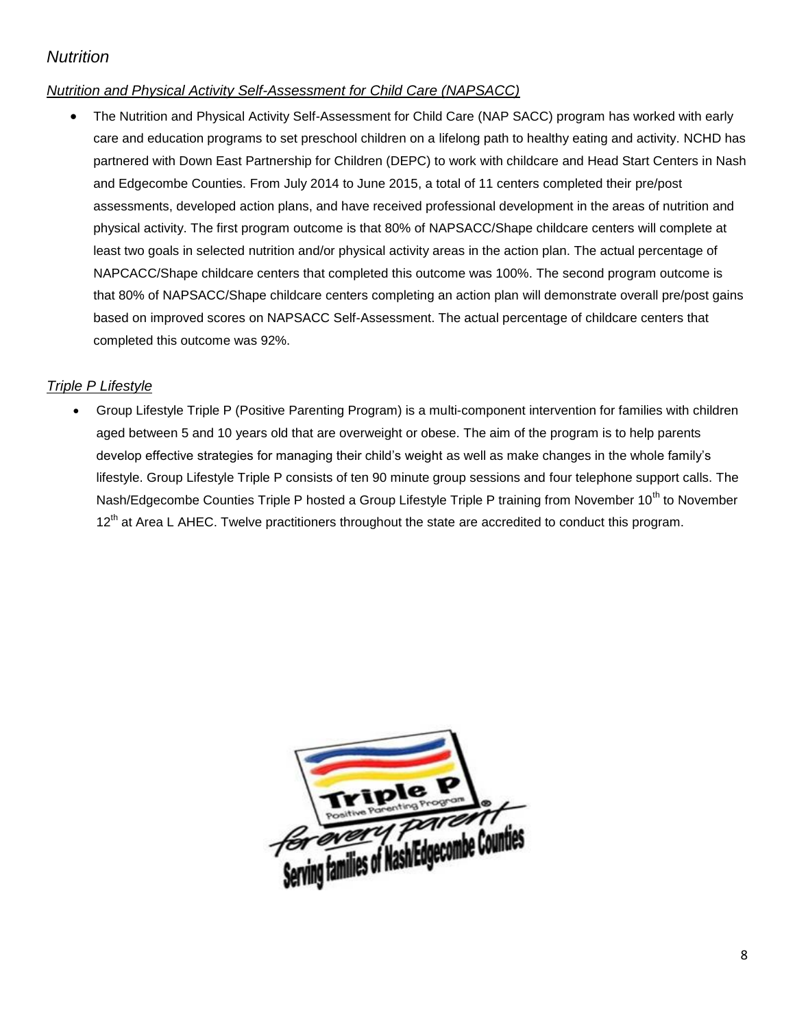## *Nutrition*

### *Nutrition and Physical Activity Self-Assessment for Child Care (NAPSACC)*

- The Nutrition and Physical Activity Self-Assessment for Child Care (NAP SACC) program has worked with early care and education programs to set preschool children on a lifelong path to healthy eating and activity. NCHD has partnered with Down East Partnership for Children (DEPC) to work with childcare and Head Start Centers in Nash and Edgecombe Counties. From July 2014 to June 2015, a total of 11 centers completed their pre/post assessments, developed action plans, and have received professional development in the areas of nutrition and physical activity. The first program outcome is that 80% of NAPSACC/Shape childcare centers will complete at least two goals in selected nutrition and/or physical activity areas in the action plan. The actual percentage of NAPCACC/Shape childcare centers that completed this outcome was 100%. The second program outcome is that 80% of NAPSACC/Shape childcare centers completing an action plan will demonstrate overall pre/post gains based on improved scores on NAPSACC Self-Assessment. The actual percentage of childcare centers that completed this outcome was 92%.

### *Triple P Lifestyle*

- Group Lifestyle Triple P (Positive Parenting Program) is a multi-component intervention for families with children aged between 5 and 10 years old that are overweight or obese. The aim of the program is to help parents develop effective strategies for managing their child's weight as well as make changes in the whole family's lifestyle. Group Lifestyle Triple P consists of ten 90 minute group sessions and four telephone support calls. The Nash/Edgecombe Counties Triple P hosted a Group Lifestyle Triple P training from November 10th to November 12th at Area L AHEC. Twelve practitioners throughout the state are accredited to conduct this program.

Triple P Positive Parenting Program® for every parent Serving families of Nash/Edgecombe Counties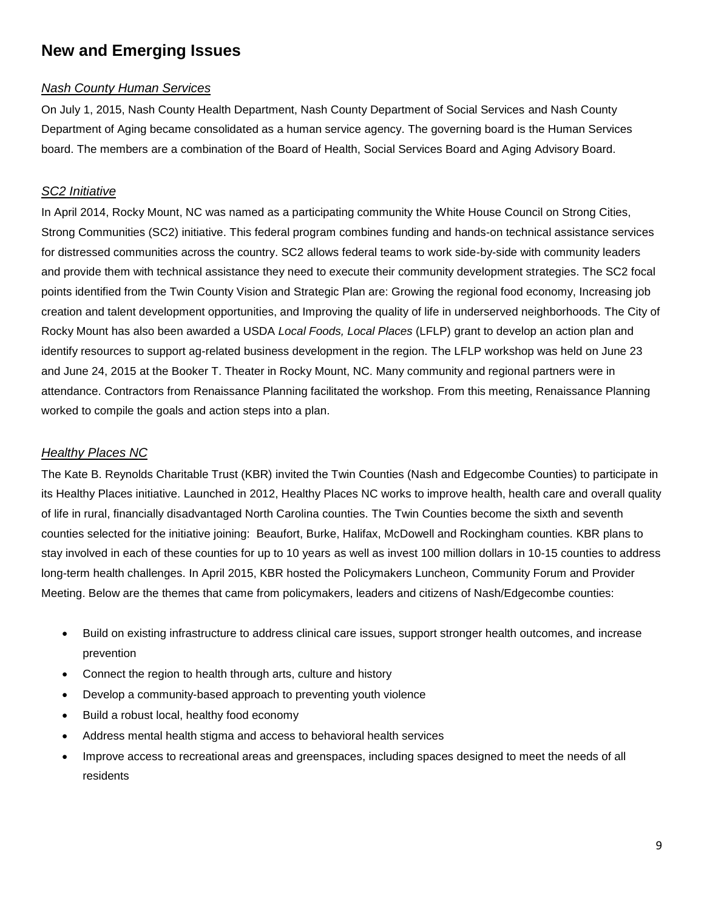## New and Emerging Issues

### *Nash County Human Services*

On July 1, 2015, Nash County Health Department, Nash County Department of Social Services and Nash County Department of Aging became consolidated as a human service agency. The governing board is the Human Services board. The members are a combination of the Board of Health, Social Services Board and Aging Advisory Board.

### *SC2 Initiative*

In April 2014, Rocky Mount, NC was named as a participating community the White House Council on Strong Cities, Strong Communities (SC2) initiative. This federal program combines funding and hands-on technical assistance services for distressed communities across the country. SC2 allows federal teams to work side-by-side with community leaders and provide them with technical assistance they need to execute their community development strategies. The SC2 focal points identified from the Twin County Vision and Strategic Plan are: Growing the regional food economy, Increasing job creation and talent development opportunities, and Improving the quality of life in underserved neighborhoods. The City of Rocky Mount has also been awarded a USDA *Local Foods, Local Places* (LFLP) grant to develop an action plan and identify resources to support ag-related business development in the region. The LFLP workshop was held on June 23 and June 24, 2015 at the Booker T. Theater in Rocky Mount, NC. Many community and regional partners were in attendance. Contractors from Renaissance Planning facilitated the workshop. From this meeting, Renaissance Planning worked to compile the goals and action steps into a plan.

### *Healthy Places NC*

The Kate B. Reynolds Charitable Trust (KBR) invited the Twin Counties (Nash and Edgecombe Counties) to participate in its Healthy Places initiative. Launched in 2012, Healthy Places NC works to improve health, health care and overall quality of life in rural, financially disadvantaged North Carolina counties. The Twin Counties become the sixth and seventh counties selected for the initiative joining: Beaufort, Burke, Halifax, McDowell and Rockingham counties. KBR plans to stay involved in each of these counties for up to 10 years as well as invest 100 million dollars in 10-15 counties to address long-term health challenges. In April 2015, KBR hosted the Policymakers Luncheon, Community Forum and Provider Meeting. Below are the themes that came from policymakers, leaders and citizens of Nash/Edgecombe counties:

- Build on existing infrastructure to address clinical care issues, support stronger health outcomes, and increase prevention
- Connect the region to health through arts, culture and history
- Develop a community-based approach to preventing youth violence
- Build a robust local, healthy food economy
- Address mental health stigma and access to behavioral health services
- Improve access to recreational areas and greenspaces, including spaces designed to meet the needs of all residents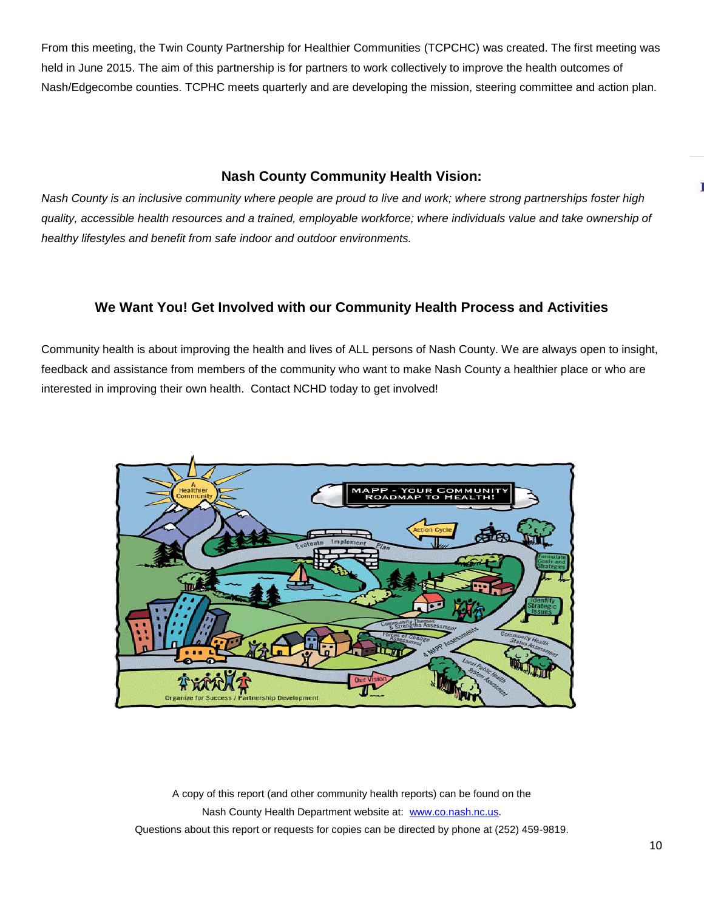From this meeting, the Twin County Partnership for Healthier Communities (TCPCHC) was created. The first meeting was held in June 2015. The aim of this partnership is for partners to work collectively to improve the health outcomes of Nash/Edgecombe counties. TCPHC meets quarterly and are developing the mission, steering committee and action plan.

## Nash County Community Health Vision:

*Nash County is an inclusive community where people are proud to live and work; where strong partnerships foster high quality, accessible health resources and a trained, employable workforce; where individuals value and take ownership of healthy lifestyles and benefit from safe indoor and outdoor environments.*

## We Want You! Get Involved with our Community Health Process and Activities

Community health is about improving the health and lives of ALL persons of Nash County. We are always open to insight, feedback and assistance from members of the community who want to make Nash County a healthier place or who are interested in improving their own health. Contact NCHD today to get involved!

A copy of this report (and other community health reports) can be found on the Nash County Health Department website at: [www.co.nash.nc.us](http://www.co.nash.nc.us).
Questions about this report or requests for copies can be directed by phone at (252) 459-9819.